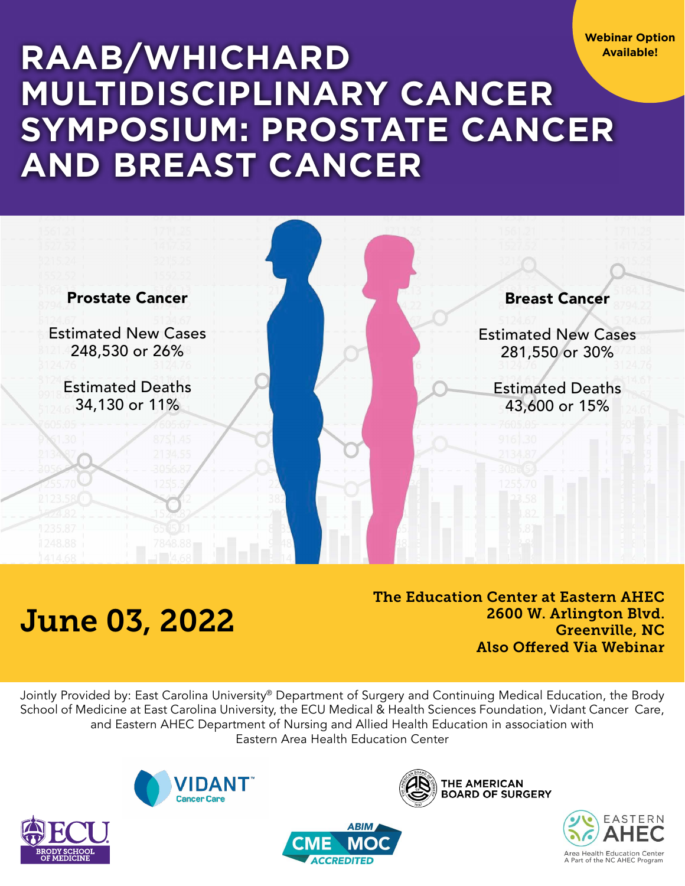Webinar Option Available!

# RAAB/WHICHARD MULTIDISCIPLINARY CANCER SYMPOSIUM: PROSTATE CANCER AND BREAST CANCER

**Prostate Cancer**

Estimated New Cases
248,530 or 26%

Estimated Deaths
34,130 or 11%

**Breast Cancer**

Estimated New Cases
281,550 or 30%

Estimated Deaths
43,600 or 15%

## June 03, 2022

**The Education Center at Eastern AHEC**
**2600 W. Arlington Blvd.**
**Greenville, NC**
**Also Offered Via Webinar**

Jointly Provided by: East Carolina University® Department of Surgery and Continuing Medical Education, the Brody School of Medicine at East Carolina University, the ECU Medical & Health Sciences Foundation, Vidant Cancer Care, and Eastern AHEC Department of Nursing and Allied Health Education in association with Eastern Area Health Education Center

VIDANT™ Cancer Care

THE AMERICAN BOARD OF SURGERY

ECU BRODY SCHOOL OF MEDICINE

ABIM CME MOC ACCREDITED

EASTERN AHEC
Area Health Education Center
A Part of the NC AHEC Program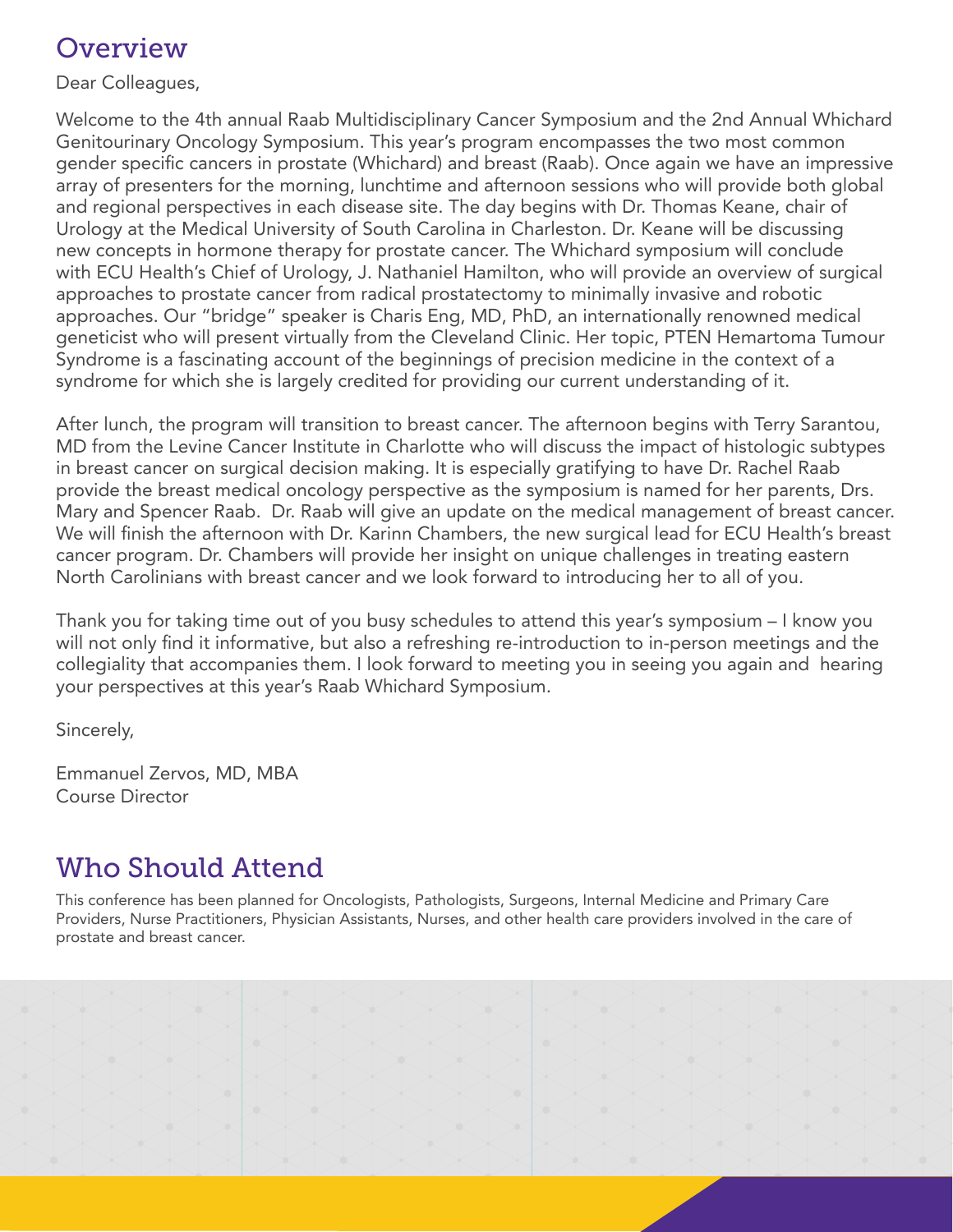## Overview

Dear Colleagues,

Welcome to the 4th annual Raab Multidisciplinary Cancer Symposium and the 2nd Annual Whichard Genitourinary Oncology Symposium. This year's program encompasses the two most common gender specific cancers in prostate (Whichard) and breast (Raab). Once again we have an impressive array of presenters for the morning, lunchtime and afternoon sessions who will provide both global and regional perspectives in each disease site. The day begins with Dr. Thomas Keane, chair of Urology at the Medical University of South Carolina in Charleston. Dr. Keane will be discussing new concepts in hormone therapy for prostate cancer. The Whichard symposium will conclude with ECU Health's Chief of Urology, J. Nathaniel Hamilton, who will provide an overview of surgical approaches to prostate cancer from radical prostatectomy to minimally invasive and robotic approaches. Our "bridge" speaker is Charis Eng, MD, PhD, an internationally renowned medical geneticist who will present virtually from the Cleveland Clinic. Her topic, PTEN Hemartoma Tumour Syndrome is a fascinating account of the beginnings of precision medicine in the context of a syndrome for which she is largely credited for providing our current understanding of it.

After lunch, the program will transition to breast cancer. The afternoon begins with Terry Sarantou, MD from the Levine Cancer Institute in Charlotte who will discuss the impact of histologic subtypes in breast cancer on surgical decision making. It is especially gratifying to have Dr. Rachel Raab provide the breast medical oncology perspective as the symposium is named for her parents, Drs. Mary and Spencer Raab. Dr. Raab will give an update on the medical management of breast cancer. We will finish the afternoon with Dr. Karinn Chambers, the new surgical lead for ECU Health's breast cancer program. Dr. Chambers will provide her insight on unique challenges in treating eastern North Carolinians with breast cancer and we look forward to introducing her to all of you.

Thank you for taking time out of you busy schedules to attend this year's symposium – I know you will not only find it informative, but also a refreshing re-introduction to in-person meetings and the collegiality that accompanies them. I look forward to meeting you in seeing you again and hearing your perspectives at this year's Raab Whichard Symposium.

Sincerely,

Emmanuel Zervos, MD, MBA
Course Director

## Who Should Attend

This conference has been planned for Oncologists, Pathologists, Surgeons, Internal Medicine and Primary Care Providers, Nurse Practitioners, Physician Assistants, Nurses, and other health care providers involved in the care of prostate and breast cancer.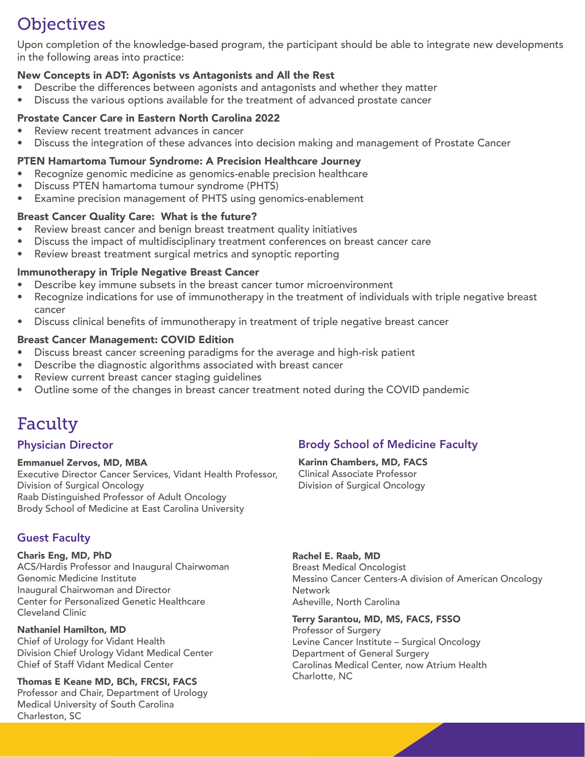# Objectives

Upon completion of the knowledge-based program, the participant should be able to integrate new developments in the following areas into practice:

### New Concepts in ADT: Agonists vs Antagonists and All the Rest

- Describe the differences between agonists and antagonists and whether they matter
- Discuss the various options available for the treatment of advanced prostate cancer

### Prostate Cancer Care in Eastern North Carolina 2022

- Review recent treatment advances in cancer
- Discuss the integration of these advances into decision making and management of Prostate Cancer

### PTEN Hamartoma Tumour Syndrome: A Precision Healthcare Journey

- Recognize genomic medicine as genomics-enable precision healthcare
- Discuss PTEN hamartoma tumour syndrome (PHTS)
- Examine precision management of PHTS using genomics-enablement

### Breast Cancer Quality Care: What is the future?

- Review breast cancer and benign breast treatment quality initiatives
- Discuss the impact of multidisciplinary treatment conferences on breast cancer care
- Review breast treatment surgical metrics and synoptic reporting

### Immunotherapy in Triple Negative Breast Cancer

- Describe key immune subsets in the breast cancer tumor microenvironment
- Recognize indications for use of immunotherapy in the treatment of individuals with triple negative breast cancer
- Discuss clinical benefits of immunotherapy in treatment of triple negative breast cancer

### Breast Cancer Management: COVID Edition

- Discuss breast cancer screening paradigms for the average and high-risk patient
- Describe the diagnostic algorithms associated with breast cancer
- Review current breast cancer staging guidelines
- Outline some of the changes in breast cancer treatment noted during the COVID pandemic

# Faculty

## Physician Director

**Emmanuel Zervos, MD, MBA**
Executive Director Cancer Services, Vidant Health Professor, Division of Surgical Oncology
Raab Distinguished Professor of Adult Oncology
Brody School of Medicine at East Carolina University

## Brody School of Medicine Faculty

**Karinn Chambers, MD, FACS**
Clinical Associate Professor
Division of Surgical Oncology

## Guest Faculty

**Charis Eng, MD, PhD**
ACS/Hardis Professor and Inaugural Chairwoman
Genomic Medicine Institute
Inaugural Chairwoman and Director
Center for Personalized Genetic Healthcare
Cleveland Clinic

**Nathaniel Hamilton, MD**
Chief of Urology for Vidant Health
Division Chief Urology Vidant Medical Center
Chief of Staff Vidant Medical Center

**Thomas E Keane MD, BCh, FRCSI, FACS**
Professor and Chair, Department of Urology
Medical University of South Carolina
Charleston, SC

**Rachel E. Raab, MD**
Breast Medical Oncologist
Messino Cancer Centers-A division of American Oncology Network
Asheville, North Carolina

**Terry Sarantou, MD, MS, FACS, FSSO**
Professor of Surgery
Levine Cancer Institute – Surgical Oncology
Department of General Surgery
Carolinas Medical Center, now Atrium Health
Charlotte, NC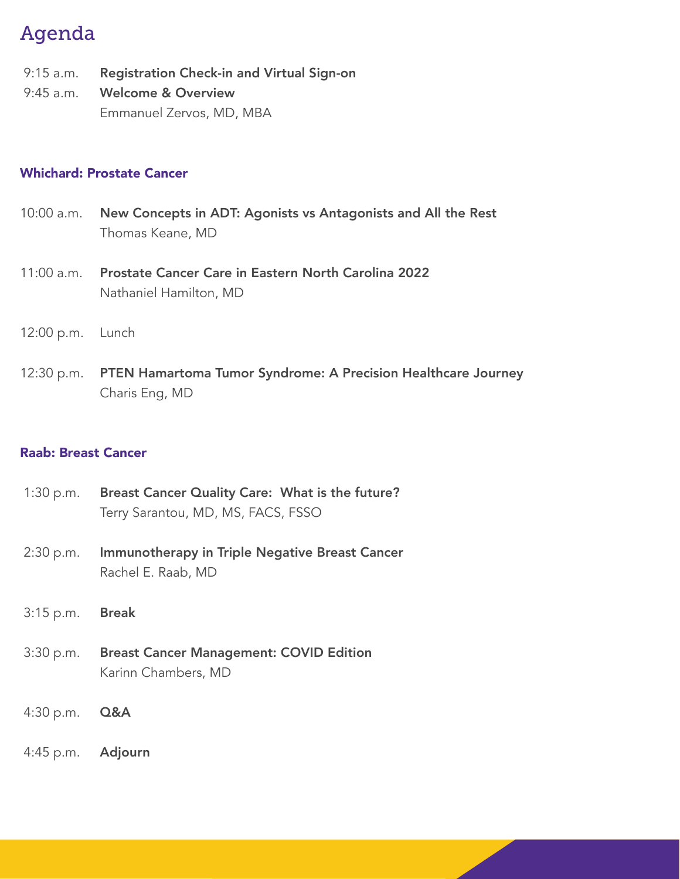# Agenda

9:15 a.m. **Registration Check-in and Virtual Sign-on**

9:45 a.m. **Welcome & Overview**
Emmanuel Zervos, MD, MBA

## Whichard: Prostate Cancer

10:00 a.m. **New Concepts in ADT: Agonists vs Antagonists and All the Rest**
Thomas Keane, MD

11:00 a.m. **Prostate Cancer Care in Eastern North Carolina 2022**
Nathaniel Hamilton, MD

12:00 p.m. Lunch

12:30 p.m. **PTEN Hamartoma Tumor Syndrome: A Precision Healthcare Journey**
Charis Eng, MD

## Raab: Breast Cancer

1:30 p.m. **Breast Cancer Quality Care: What is the future?**
Terry Sarantou, MD, MS, FACS, FSSO

2:30 p.m. **Immunotherapy in Triple Negative Breast Cancer**
Rachel E. Raab, MD

3:15 p.m. **Break**

3:30 p.m. **Breast Cancer Management: COVID Edition**
Karinn Chambers, MD

4:30 p.m. **Q&A**

4:45 p.m. **Adjourn**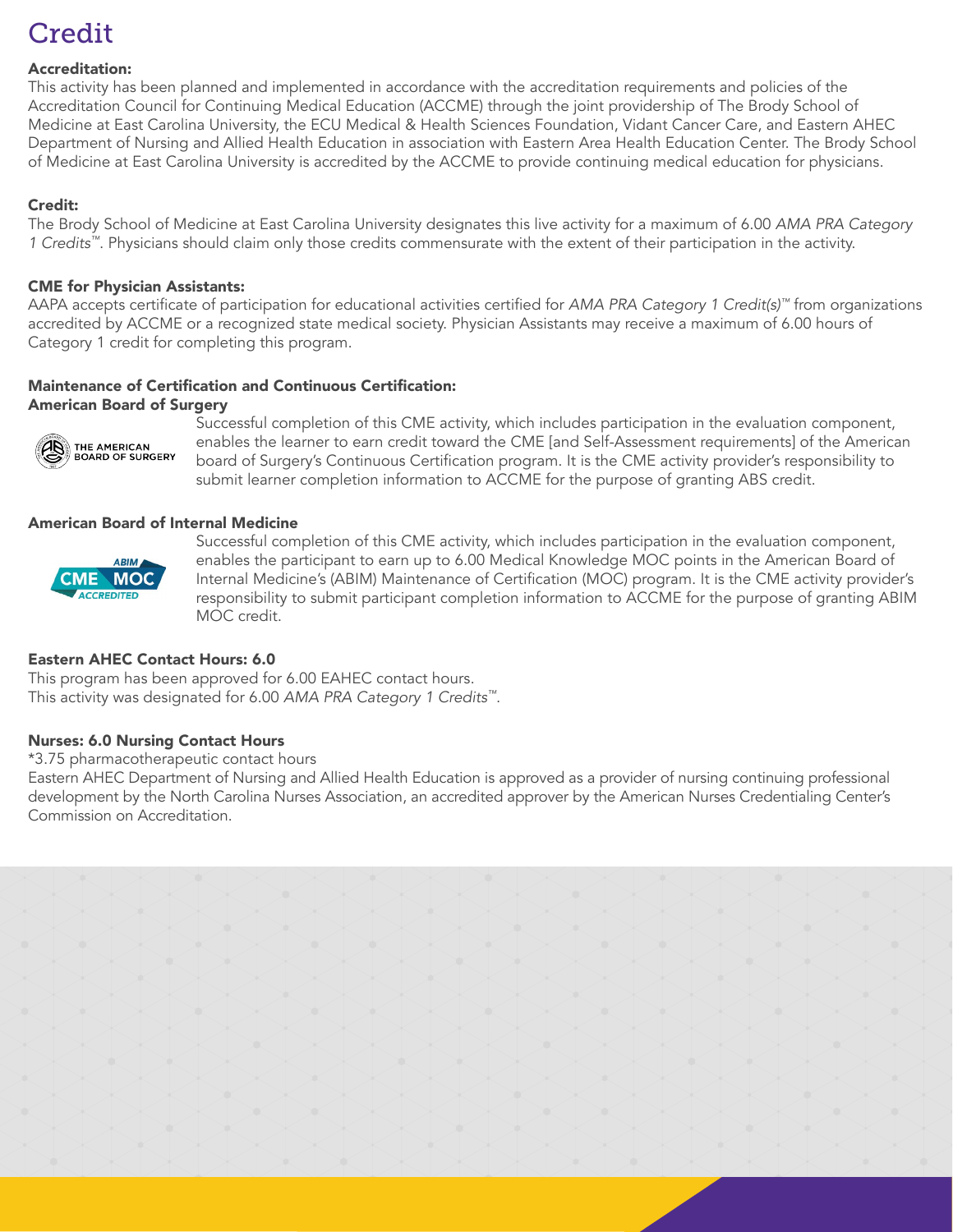# Credit

**Accreditation:**
This activity has been planned and implemented in accordance with the accreditation requirements and policies of the Accreditation Council for Continuing Medical Education (ACCME) through the joint providership of The Brody School of Medicine at East Carolina University, the ECU Medical & Health Sciences Foundation, Vidant Cancer Care, and Eastern AHEC Department of Nursing and Allied Health Education in association with Eastern Area Health Education Center. The Brody School of Medicine at East Carolina University is accredited by the ACCME to provide continuing medical education for physicians.

**Credit:**
The Brody School of Medicine at East Carolina University designates this live activity for a maximum of 6.00 *AMA PRA Category 1 Credits*™. Physicians should claim only those credits commensurate with the extent of their participation in the activity.

**CME for Physician Assistants:**
AAPA accepts certificate of participation for educational activities certified for *AMA PRA Category 1 Credit(s)*™ from organizations accredited by ACCME or a recognized state medical society. Physician Assistants may receive a maximum of 6.00 hours of Category 1 credit for completing this program.

**Maintenance of Certification and Continuous Certification:**
**American Board of Surgery**

THE AMERICAN BOARD OF SURGERY

Successful completion of this CME activity, which includes participation in the evaluation component, enables the learner to earn credit toward the CME [and Self-Assessment requirements] of the American board of Surgery's Continuous Certification program. It is the CME activity provider's responsibility to submit learner completion information to ACCME for the purpose of granting ABS credit.

**American Board of Internal Medicine**

ABIM CME MOC ACCREDITED

Successful completion of this CME activity, which includes participation in the evaluation component, enables the participant to earn up to 6.00 Medical Knowledge MOC points in the American Board of Internal Medicine's (ABIM) Maintenance of Certification (MOC) program. It is the CME activity provider's responsibility to submit participant completion information to ACCME for the purpose of granting ABIM MOC credit.

**Eastern AHEC Contact Hours: 6.0**
This program has been approved for 6.00 EAHEC contact hours.
This activity was designated for 6.00 *AMA PRA Category 1 Credits*™.

**Nurses: 6.0 Nursing Contact Hours**
*3.75 pharmacotherapeutic contact hours
Eastern AHEC Department of Nursing and Allied Health Education is approved as a provider of nursing continuing professional development by the North Carolina Nurses Association, an accredited approver by the American Nurses Credentialing Center's Commission on Accreditation.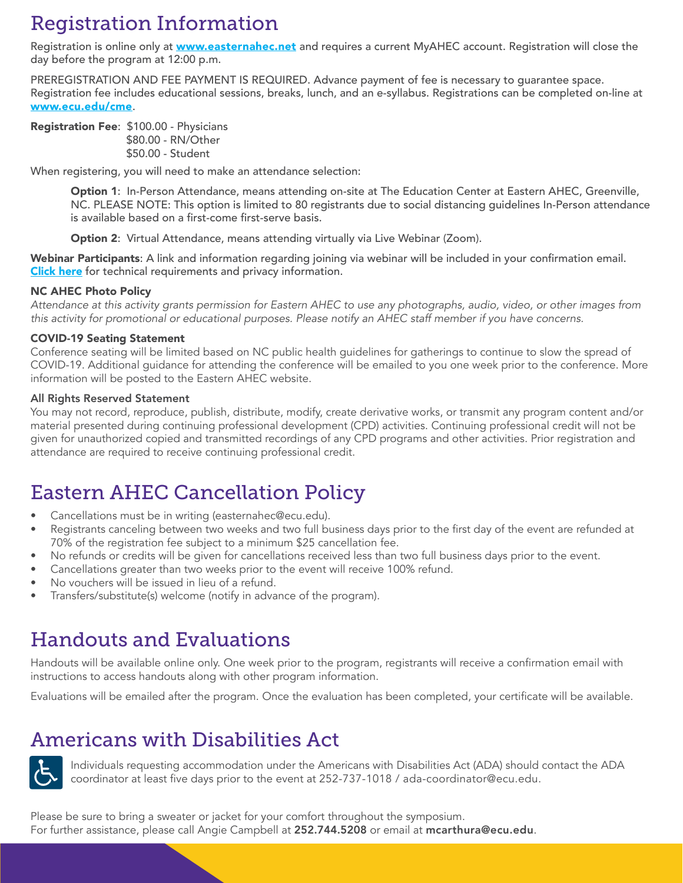# Registration Information

Registration is online only at **[www.easternahec.net](http://www.easternahec.net)** and requires a current MyAHEC account. Registration will close the day before the program at 12:00 p.m.

PREREGISTRATION AND FEE PAYMENT IS REQUIRED. Advance payment of fee is necessary to guarantee space. Registration fee includes educational sessions, breaks, lunch, and an e-syllabus. Registrations can be completed on-line at **[www.ecu.edu/cme](http://www.ecu.edu/cme)**.

**Registration Fee**: $100.00 - Physicians
$80.00 - RN/Other
$50.00 - Student

When registering, you will need to make an attendance selection:

**Option 1**: In-Person Attendance, means attending on-site at The Education Center at Eastern AHEC, Greenville, NC. PLEASE NOTE: This option is limited to 80 registrants due to social distancing guidelines In-Person attendance is available based on a first-come first-serve basis.

**Option 2**: Virtual Attendance, means attending virtually via Live Webinar (Zoom).

**Webinar Participants**: A link and information regarding joining via webinar will be included in your confirmation email. **Click here** for technical requirements and privacy information.

### NC AHEC Photo Policy

*Attendance at this activity grants permission for Eastern AHEC to use any photographs, audio, video, or other images from this activity for promotional or educational purposes. Please notify an AHEC staff member if you have concerns.*

### COVID-19 Seating Statement

Conference seating will be limited based on NC public health guidelines for gatherings to continue to slow the spread of COVID-19. Additional guidance for attending the conference will be emailed to you one week prior to the conference. More information will be posted to the Eastern AHEC website.

### All Rights Reserved Statement

You may not record, reproduce, publish, distribute, modify, create derivative works, or transmit any program content and/or material presented during continuing professional development (CPD) activities. Continuing professional credit will not be given for unauthorized copied and transmitted recordings of any CPD programs and other activities. Prior registration and attendance are required to receive continuing professional credit.

# Eastern AHEC Cancellation Policy

- Cancellations must be in writing (easternahec@ecu.edu).
- Registrants canceling between two weeks and two full business days prior to the first day of the event are refunded at 70% of the registration fee subject to a minimum $25 cancellation fee.
- No refunds or credits will be given for cancellations received less than two full business days prior to the event.
- Cancellations greater than two weeks prior to the event will receive 100% refund.
- No vouchers will be issued in lieu of a refund.
- Transfers/substitute(s) welcome (notify in advance of the program).

# Handouts and Evaluations

Handouts will be available online only. One week prior to the program, registrants will receive a confirmation email with instructions to access handouts along with other program information.

Evaluations will be emailed after the program. Once the evaluation has been completed, your certificate will be available.

# Americans with Disabilities Act

Individuals requesting accommodation under the Americans with Disabilities Act (ADA) should contact the ADA coordinator at least five days prior to the event at 252-737-1018 / ada-coordinator@ecu.edu.

Please be sure to bring a sweater or jacket for your comfort throughout the symposium.
For further assistance, please call Angie Campbell at **252.744.5208** or email at **mcarthura@ecu.edu**.